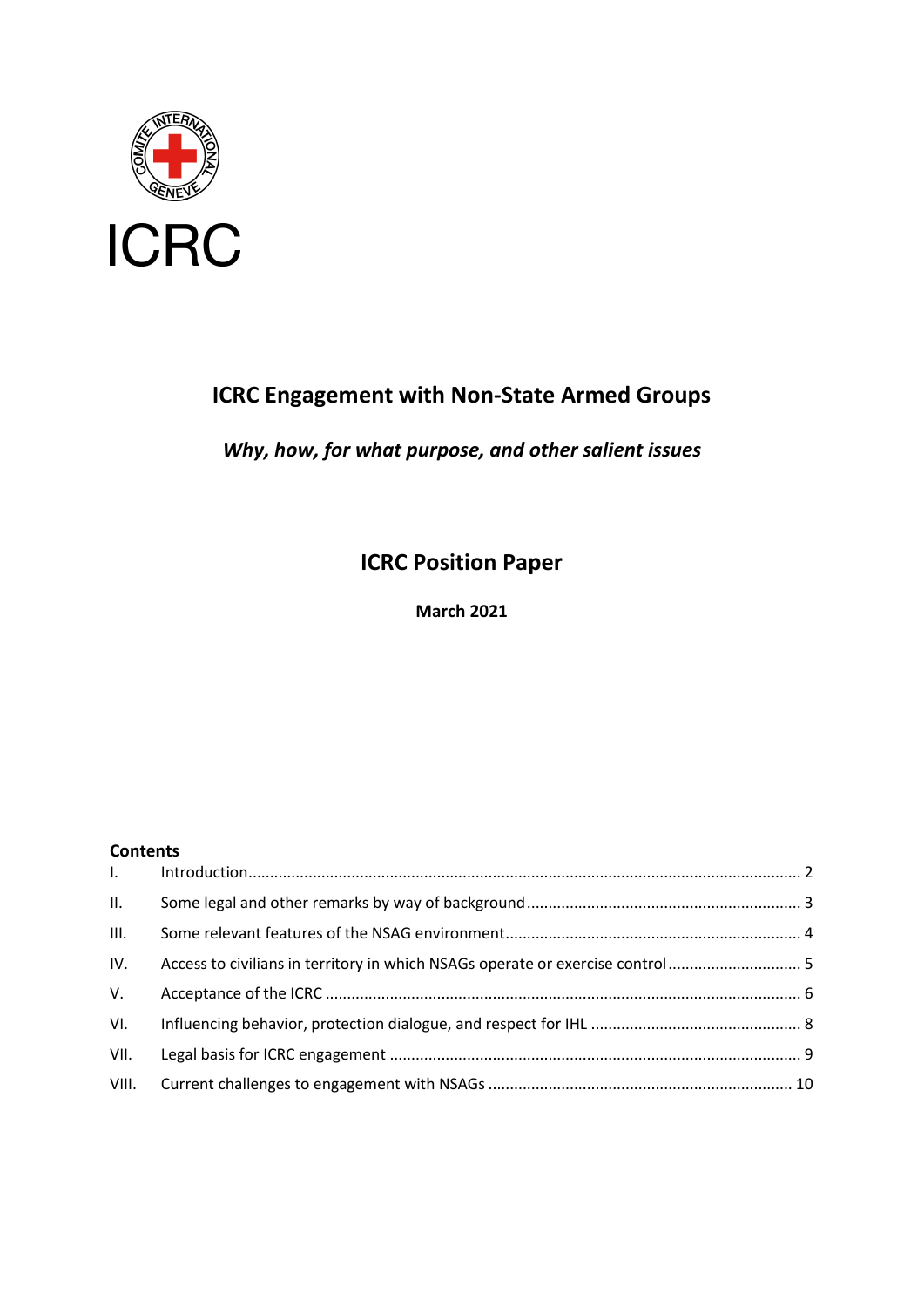ICRC

# ICRC Engagement with Non-State Armed Groups

*Why, how, for what purpose, and other salient issues*

## ICRC Position Paper

**March 2021**

**Contents**

| | | |
|---|---|---|
| I. | Introduction | 2 |
| II. | Some legal and other remarks by way of background | 3 |
| III. | Some relevant features of the NSAG environment | 4 |
| IV. | Access to civilians in territory in which NSAGs operate or exercise control | 5 |
| V. | Acceptance of the ICRC | 6 |
| VI. | Influencing behavior, protection dialogue, and respect for IHL | 8 |
| VII. | Legal basis for ICRC engagement | 9 |
| VIII. | Current challenges to engagement with NSAGs | 10 |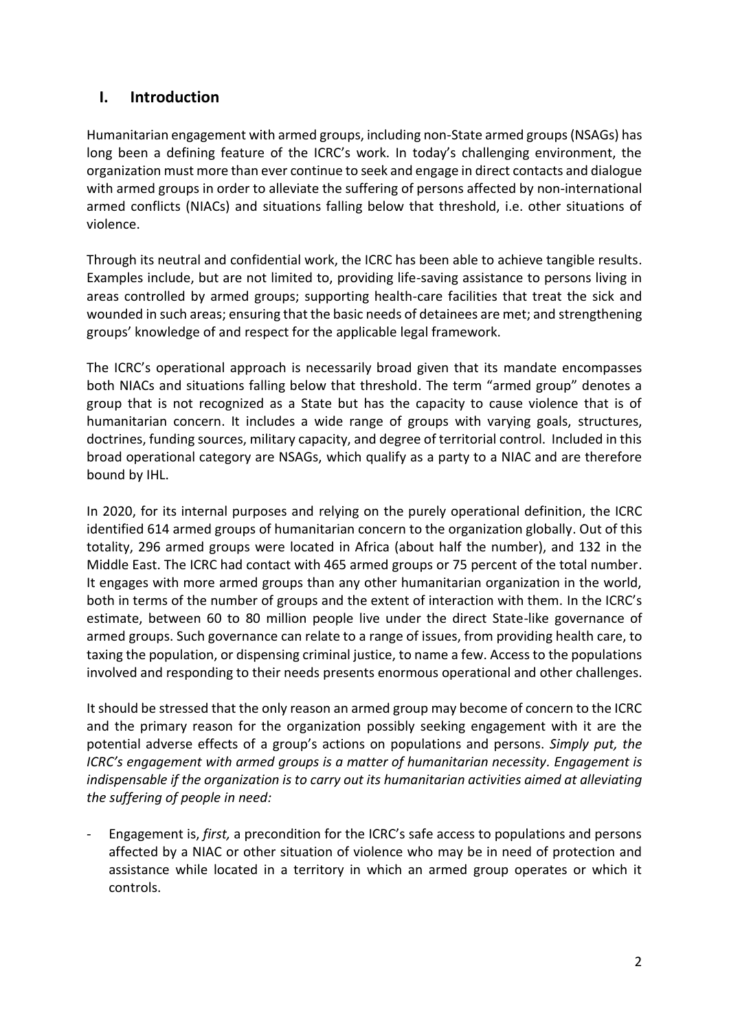## I. Introduction

Humanitarian engagement with armed groups, including non-State armed groups (NSAGs) has long been a defining feature of the ICRC's work. In today's challenging environment, the organization must more than ever continue to seek and engage in direct contacts and dialogue with armed groups in order to alleviate the suffering of persons affected by non-international armed conflicts (NIACs) and situations falling below that threshold, i.e. other situations of violence.

Through its neutral and confidential work, the ICRC has been able to achieve tangible results. Examples include, but are not limited to, providing life-saving assistance to persons living in areas controlled by armed groups; supporting health-care facilities that treat the sick and wounded in such areas; ensuring that the basic needs of detainees are met; and strengthening groups' knowledge of and respect for the applicable legal framework.

The ICRC's operational approach is necessarily broad given that its mandate encompasses both NIACs and situations falling below that threshold. The term "armed group" denotes a group that is not recognized as a State but has the capacity to cause violence that is of humanitarian concern. It includes a wide range of groups with varying goals, structures, doctrines, funding sources, military capacity, and degree of territorial control. Included in this broad operational category are NSAGs, which qualify as a party to a NIAC and are therefore bound by IHL.

In 2020, for its internal purposes and relying on the purely operational definition, the ICRC identified 614 armed groups of humanitarian concern to the organization globally. Out of this totality, 296 armed groups were located in Africa (about half the number), and 132 in the Middle East. The ICRC had contact with 465 armed groups or 75 percent of the total number. It engages with more armed groups than any other humanitarian organization in the world, both in terms of the number of groups and the extent of interaction with them. In the ICRC's estimate, between 60 to 80 million people live under the direct State-like governance of armed groups. Such governance can relate to a range of issues, from providing health care, to taxing the population, or dispensing criminal justice, to name a few. Access to the populations involved and responding to their needs presents enormous operational and other challenges.

It should be stressed that the only reason an armed group may become of concern to the ICRC and the primary reason for the organization possibly seeking engagement with it are the potential adverse effects of a group's actions on populations and persons. *Simply put, the ICRC's engagement with armed groups is a matter of humanitarian necessity. Engagement is indispensable if the organization is to carry out its humanitarian activities aimed at alleviating the suffering of people in need:*

- Engagement is, *first,* a precondition for the ICRC's safe access to populations and persons affected by a NIAC or other situation of violence who may be in need of protection and assistance while located in a territory in which an armed group operates or which it controls.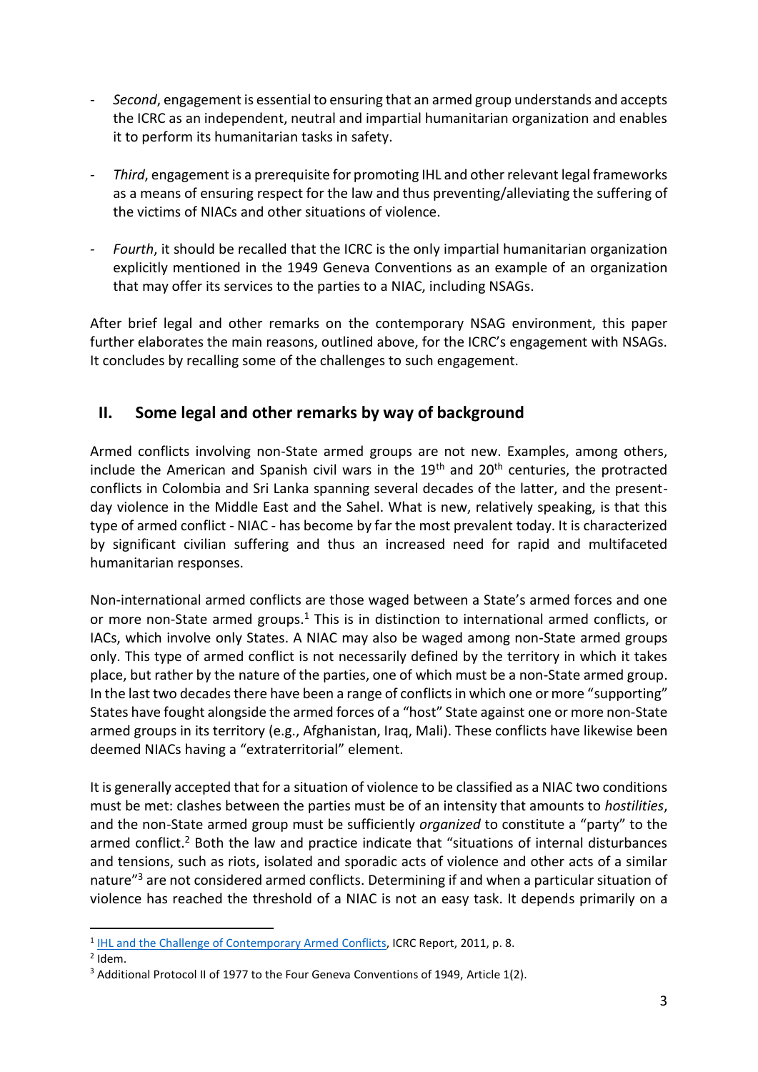- *Second*, engagement is essential to ensuring that an armed group understands and accepts the ICRC as an independent, neutral and impartial humanitarian organization and enables it to perform its humanitarian tasks in safety.

- *Third*, engagement is a prerequisite for promoting IHL and other relevant legal frameworks as a means of ensuring respect for the law and thus preventing/alleviating the suffering of the victims of NIACs and other situations of violence.

- *Fourth*, it should be recalled that the ICRC is the only impartial humanitarian organization explicitly mentioned in the 1949 Geneva Conventions as an example of an organization that may offer its services to the parties to a NIAC, including NSAGs.

After brief legal and other remarks on the contemporary NSAG environment, this paper further elaborates the main reasons, outlined above, for the ICRC's engagement with NSAGs. It concludes by recalling some of the challenges to such engagement.

## II. Some legal and other remarks by way of background

Armed conflicts involving non-State armed groups are not new. Examples, among others, include the American and Spanish civil wars in the 19th and 20th centuries, the protracted conflicts in Colombia and Sri Lanka spanning several decades of the latter, and the present-day violence in the Middle East and the Sahel. What is new, relatively speaking, is that this type of armed conflict - NIAC - has become by far the most prevalent today. It is characterized by significant civilian suffering and thus an increased need for rapid and multifaceted humanitarian responses.

Non-international armed conflicts are those waged between a State's armed forces and one or more non-State armed groups.[1] This is in distinction to international armed conflicts, or IACs, which involve only States. A NIAC may also be waged among non-State armed groups only. This type of armed conflict is not necessarily defined by the territory in which it takes place, but rather by the nature of the parties, one of which must be a non-State armed group. In the last two decades there have been a range of conflicts in which one or more "supporting" States have fought alongside the armed forces of a "host" State against one or more non-State armed groups in its territory (e.g., Afghanistan, Iraq, Mali). These conflicts have likewise been deemed NIACs having a "extraterritorial" element.

It is generally accepted that for a situation of violence to be classified as a NIAC two conditions must be met: clashes between the parties must be of an intensity that amounts to *hostilities*, and the non-State armed group must be sufficiently *organized* to constitute a "party" to the armed conflict.[2] Both the law and practice indicate that "situations of internal disturbances and tensions, such as riots, isolated and sporadic acts of violence and other acts of a similar nature"[3] are not considered armed conflicts. Determining if and when a particular situation of violence has reached the threshold of a NIAC is not an easy task. It depends primarily on a

---

[1] IHL and the Challenge of Contemporary Armed Conflicts, ICRC Report, 2011, p. 8.

[2] Idem.

[3] Additional Protocol II of 1977 to the Four Geneva Conventions of 1949, Article 1(2).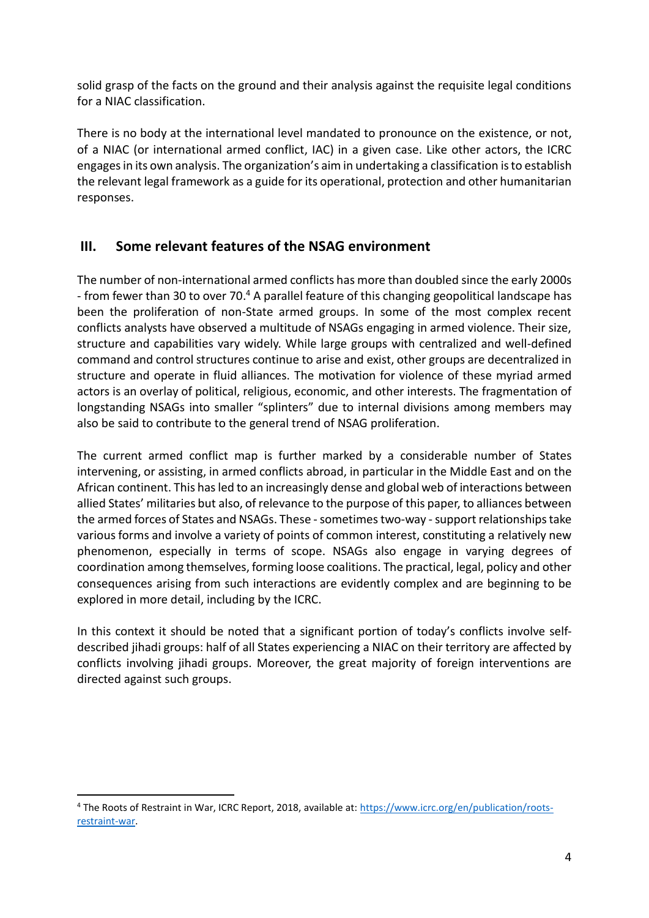solid grasp of the facts on the ground and their analysis against the requisite legal conditions for a NIAC classification.

There is no body at the international level mandated to pronounce on the existence, or not, of a NIAC (or international armed conflict, IAC) in a given case. Like other actors, the ICRC engages in its own analysis. The organization's aim in undertaking a classification is to establish the relevant legal framework as a guide for its operational, protection and other humanitarian responses.

## III. Some relevant features of the NSAG environment

The number of non-international armed conflicts has more than doubled since the early 2000s - from fewer than 30 to over 70.[4] A parallel feature of this changing geopolitical landscape has been the proliferation of non-State armed groups. In some of the most complex recent conflicts analysts have observed a multitude of NSAGs engaging in armed violence. Their size, structure and capabilities vary widely. While large groups with centralized and well-defined command and control structures continue to arise and exist, other groups are decentralized in structure and operate in fluid alliances. The motivation for violence of these myriad armed actors is an overlay of political, religious, economic, and other interests. The fragmentation of longstanding NSAGs into smaller "splinters" due to internal divisions among members may also be said to contribute to the general trend of NSAG proliferation.

The current armed conflict map is further marked by a considerable number of States intervening, or assisting, in armed conflicts abroad, in particular in the Middle East and on the African continent. This has led to an increasingly dense and global web of interactions between allied States' militaries but also, of relevance to the purpose of this paper, to alliances between the armed forces of States and NSAGs. These - sometimes two-way - support relationships take various forms and involve a variety of points of common interest, constituting a relatively new phenomenon, especially in terms of scope. NSAGs also engage in varying degrees of coordination among themselves, forming loose coalitions. The practical, legal, policy and other consequences arising from such interactions are evidently complex and are beginning to be explored in more detail, including by the ICRC.

In this context it should be noted that a significant portion of today's conflicts involve self-described jihadi groups: half of all States experiencing a NIAC on their territory are affected by conflicts involving jihadi groups. Moreover, the great majority of foreign interventions are directed against such groups.

---

[4] The Roots of Restraint in War, ICRC Report, 2018, available at: https://www.icrc.org/en/publication/roots-restraint-war.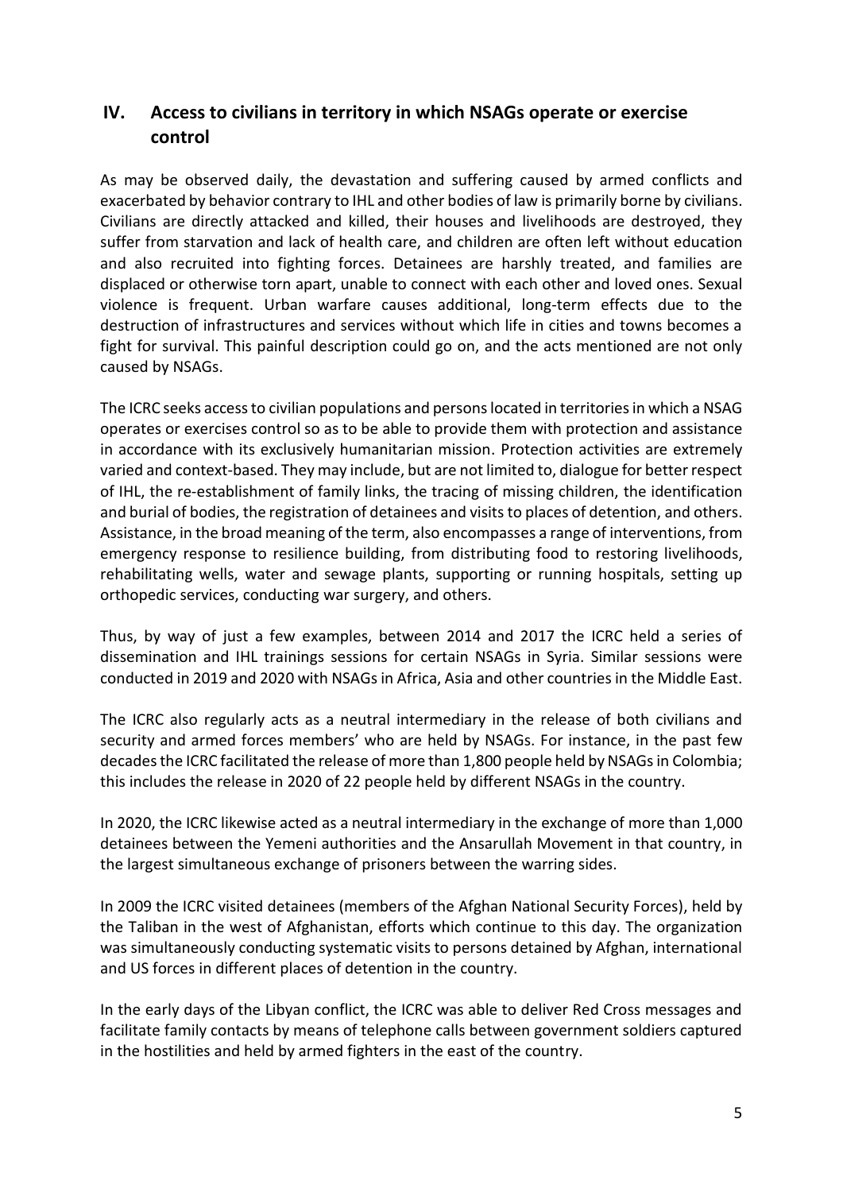## IV. Access to civilians in territory in which NSAGs operate or exercise control

As may be observed daily, the devastation and suffering caused by armed conflicts and exacerbated by behavior contrary to IHL and other bodies of law is primarily borne by civilians. Civilians are directly attacked and killed, their houses and livelihoods are destroyed, they suffer from starvation and lack of health care, and children are often left without education and also recruited into fighting forces. Detainees are harshly treated, and families are displaced or otherwise torn apart, unable to connect with each other and loved ones. Sexual violence is frequent. Urban warfare causes additional, long-term effects due to the destruction of infrastructures and services without which life in cities and towns becomes a fight for survival. This painful description could go on, and the acts mentioned are not only caused by NSAGs.

The ICRC seeks access to civilian populations and persons located in territories in which a NSAG operates or exercises control so as to be able to provide them with protection and assistance in accordance with its exclusively humanitarian mission. Protection activities are extremely varied and context-based. They may include, but are not limited to, dialogue for better respect of IHL, the re-establishment of family links, the tracing of missing children, the identification and burial of bodies, the registration of detainees and visits to places of detention, and others. Assistance, in the broad meaning of the term, also encompasses a range of interventions, from emergency response to resilience building, from distributing food to restoring livelihoods, rehabilitating wells, water and sewage plants, supporting or running hospitals, setting up orthopedic services, conducting war surgery, and others.

Thus, by way of just a few examples, between 2014 and 2017 the ICRC held a series of dissemination and IHL trainings sessions for certain NSAGs in Syria. Similar sessions were conducted in 2019 and 2020 with NSAGs in Africa, Asia and other countries in the Middle East.

The ICRC also regularly acts as a neutral intermediary in the release of both civilians and security and armed forces members' who are held by NSAGs. For instance, in the past few decades the ICRC facilitated the release of more than 1,800 people held by NSAGs in Colombia; this includes the release in 2020 of 22 people held by different NSAGs in the country.

In 2020, the ICRC likewise acted as a neutral intermediary in the exchange of more than 1,000 detainees between the Yemeni authorities and the Ansarullah Movement in that country, in the largest simultaneous exchange of prisoners between the warring sides.

In 2009 the ICRC visited detainees (members of the Afghan National Security Forces), held by the Taliban in the west of Afghanistan, efforts which continue to this day. The organization was simultaneously conducting systematic visits to persons detained by Afghan, international and US forces in different places of detention in the country.

In the early days of the Libyan conflict, the ICRC was able to deliver Red Cross messages and facilitate family contacts by means of telephone calls between government soldiers captured in the hostilities and held by armed fighters in the east of the country.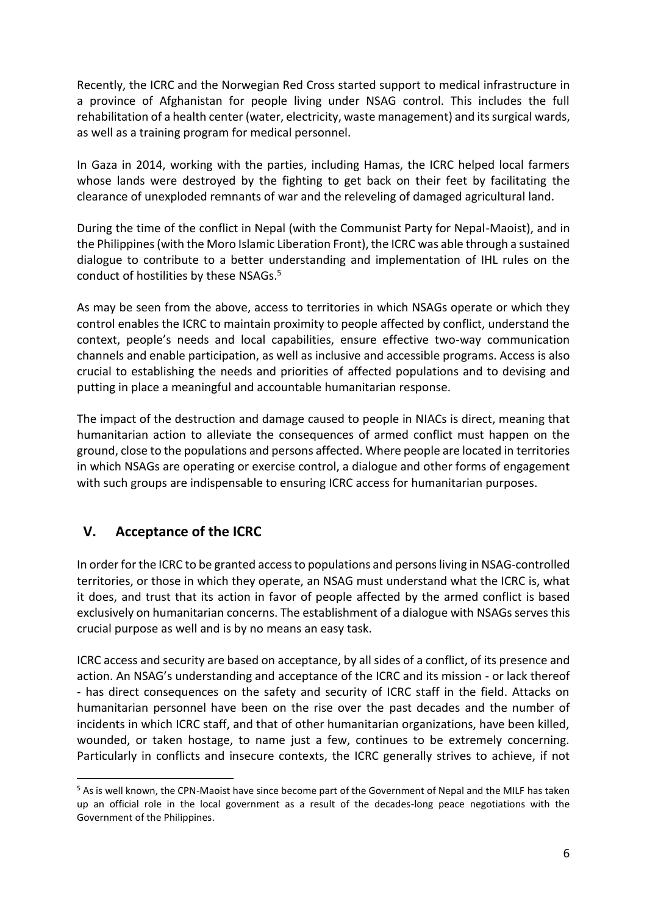Recently, the ICRC and the Norwegian Red Cross started support to medical infrastructure in a province of Afghanistan for people living under NSAG control. This includes the full rehabilitation of a health center (water, electricity, waste management) and its surgical wards, as well as a training program for medical personnel.

In Gaza in 2014, working with the parties, including Hamas, the ICRC helped local farmers whose lands were destroyed by the fighting to get back on their feet by facilitating the clearance of unexploded remnants of war and the releveling of damaged agricultural land.

During the time of the conflict in Nepal (with the Communist Party for Nepal-Maoist), and in the Philippines (with the Moro Islamic Liberation Front), the ICRC was able through a sustained dialogue to contribute to a better understanding and implementation of IHL rules on the conduct of hostilities by these NSAGs.[5]

As may be seen from the above, access to territories in which NSAGs operate or which they control enables the ICRC to maintain proximity to people affected by conflict, understand the context, people's needs and local capabilities, ensure effective two-way communication channels and enable participation, as well as inclusive and accessible programs. Access is also crucial to establishing the needs and priorities of affected populations and to devising and putting in place a meaningful and accountable humanitarian response.

The impact of the destruction and damage caused to people in NIACs is direct, meaning that humanitarian action to alleviate the consequences of armed conflict must happen on the ground, close to the populations and persons affected. Where people are located in territories in which NSAGs are operating or exercise control, a dialogue and other forms of engagement with such groups are indispensable to ensuring ICRC access for humanitarian purposes.

## V. Acceptance of the ICRC

In order for the ICRC to be granted access to populations and persons living in NSAG-controlled territories, or those in which they operate, an NSAG must understand what the ICRC is, what it does, and trust that its action in favor of people affected by the armed conflict is based exclusively on humanitarian concerns. The establishment of a dialogue with NSAGs serves this crucial purpose as well and is by no means an easy task.

ICRC access and security are based on acceptance, by all sides of a conflict, of its presence and action. An NSAG's understanding and acceptance of the ICRC and its mission - or lack thereof - has direct consequences on the safety and security of ICRC staff in the field. Attacks on humanitarian personnel have been on the rise over the past decades and the number of incidents in which ICRC staff, and that of other humanitarian organizations, have been killed, wounded, or taken hostage, to name just a few, continues to be extremely concerning. Particularly in conflicts and insecure contexts, the ICRC generally strives to achieve, if not

[5] As is well known, the CPN-Maoist have since become part of the Government of Nepal and the MILF has taken up an official role in the local government as a result of the decades-long peace negotiations with the Government of the Philippines.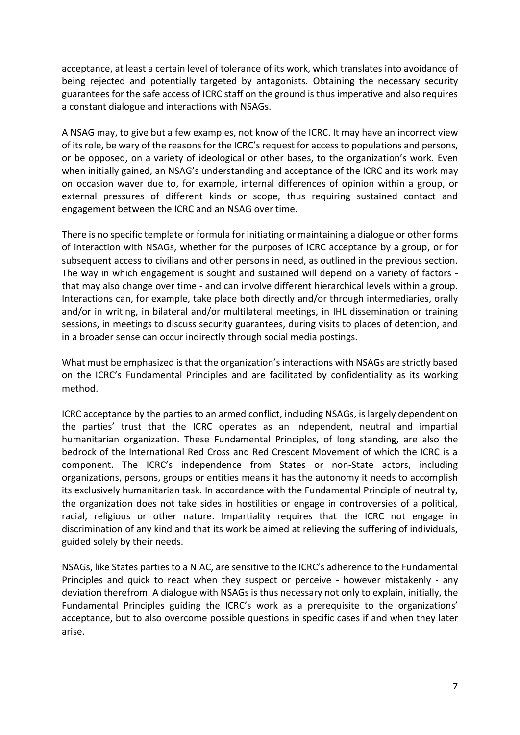acceptance, at least a certain level of tolerance of its work, which translates into avoidance of being rejected and potentially targeted by antagonists. Obtaining the necessary security guarantees for the safe access of ICRC staff on the ground is thus imperative and also requires a constant dialogue and interactions with NSAGs.

A NSAG may, to give but a few examples, not know of the ICRC. It may have an incorrect view of its role, be wary of the reasons for the ICRC's request for access to populations and persons, or be opposed, on a variety of ideological or other bases, to the organization's work. Even when initially gained, an NSAG's understanding and acceptance of the ICRC and its work may on occasion waver due to, for example, internal differences of opinion within a group, or external pressures of different kinds or scope, thus requiring sustained contact and engagement between the ICRC and an NSAG over time.

There is no specific template or formula for initiating or maintaining a dialogue or other forms of interaction with NSAGs, whether for the purposes of ICRC acceptance by a group, or for subsequent access to civilians and other persons in need, as outlined in the previous section. The way in which engagement is sought and sustained will depend on a variety of factors - that may also change over time - and can involve different hierarchical levels within a group. Interactions can, for example, take place both directly and/or through intermediaries, orally and/or in writing, in bilateral and/or multilateral meetings, in IHL dissemination or training sessions, in meetings to discuss security guarantees, during visits to places of detention, and in a broader sense can occur indirectly through social media postings.

What must be emphasized is that the organization's interactions with NSAGs are strictly based on the ICRC's Fundamental Principles and are facilitated by confidentiality as its working method.

ICRC acceptance by the parties to an armed conflict, including NSAGs, is largely dependent on the parties' trust that the ICRC operates as an independent, neutral and impartial humanitarian organization. These Fundamental Principles, of long standing, are also the bedrock of the International Red Cross and Red Crescent Movement of which the ICRC is a component. The ICRC's independence from States or non-State actors, including organizations, persons, groups or entities means it has the autonomy it needs to accomplish its exclusively humanitarian task. In accordance with the Fundamental Principle of neutrality, the organization does not take sides in hostilities or engage in controversies of a political, racial, religious or other nature. Impartiality requires that the ICRC not engage in discrimination of any kind and that its work be aimed at relieving the suffering of individuals, guided solely by their needs.

NSAGs, like States parties to a NIAC, are sensitive to the ICRC's adherence to the Fundamental Principles and quick to react when they suspect or perceive - however mistakenly - any deviation therefrom. A dialogue with NSAGs is thus necessary not only to explain, initially, the Fundamental Principles guiding the ICRC's work as a prerequisite to the organizations' acceptance, but to also overcome possible questions in specific cases if and when they later arise.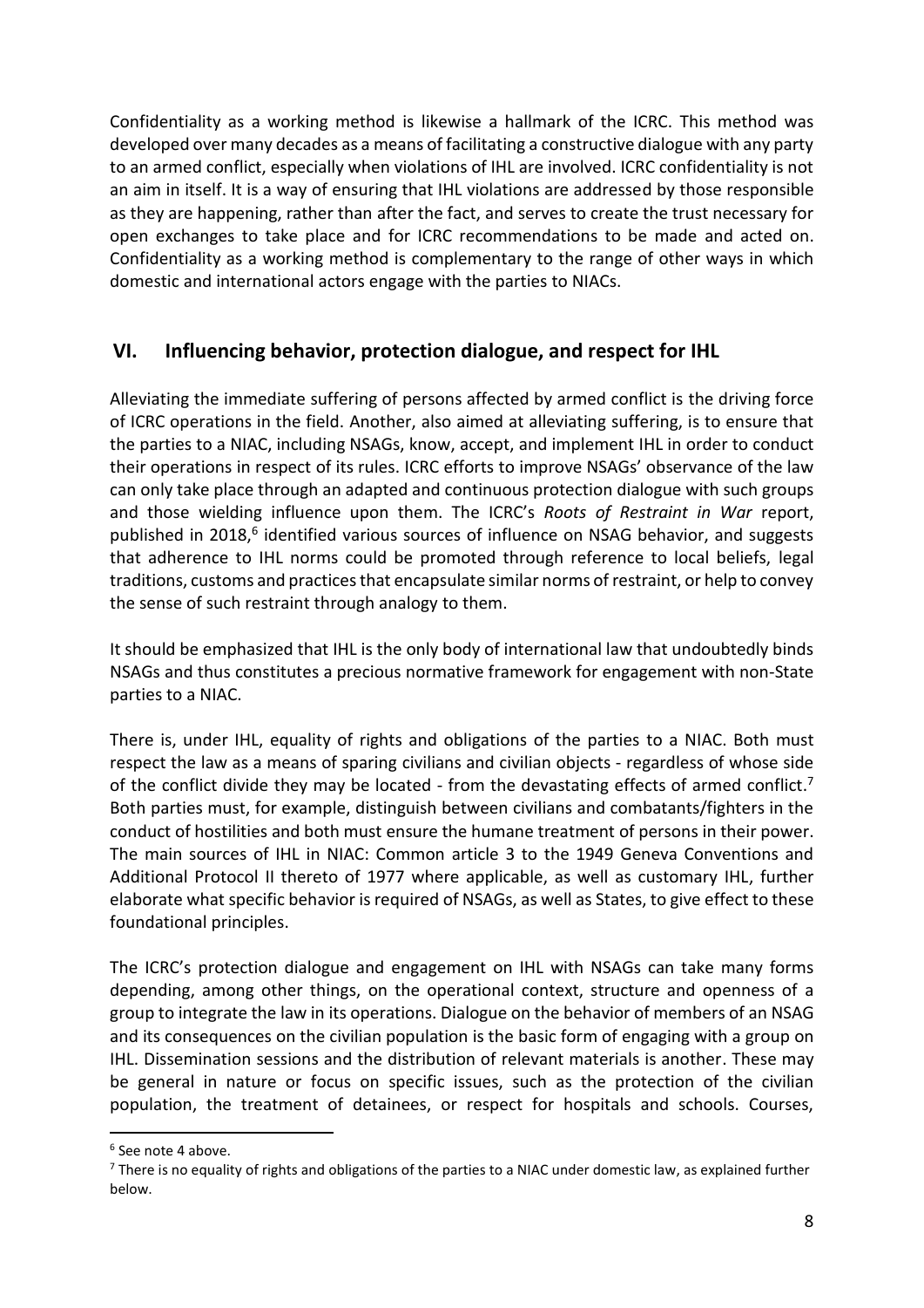Confidentiality as a working method is likewise a hallmark of the ICRC. This method was developed over many decades as a means of facilitating a constructive dialogue with any party to an armed conflict, especially when violations of IHL are involved. ICRC confidentiality is not an aim in itself. It is a way of ensuring that IHL violations are addressed by those responsible as they are happening, rather than after the fact, and serves to create the trust necessary for open exchanges to take place and for ICRC recommendations to be made and acted on. Confidentiality as a working method is complementary to the range of other ways in which domestic and international actors engage with the parties to NIACs.

## VI. Influencing behavior, protection dialogue, and respect for IHL

Alleviating the immediate suffering of persons affected by armed conflict is the driving force of ICRC operations in the field. Another, also aimed at alleviating suffering, is to ensure that the parties to a NIAC, including NSAGs, know, accept, and implement IHL in order to conduct their operations in respect of its rules. ICRC efforts to improve NSAGs' observance of the law can only take place through an adapted and continuous protection dialogue with such groups and those wielding influence upon them. The ICRC's *Roots of Restraint in War* report, published in 2018,[6] identified various sources of influence on NSAG behavior, and suggests that adherence to IHL norms could be promoted through reference to local beliefs, legal traditions, customs and practices that encapsulate similar norms of restraint, or help to convey the sense of such restraint through analogy to them.

It should be emphasized that IHL is the only body of international law that undoubtedly binds NSAGs and thus constitutes a precious normative framework for engagement with non-State parties to a NIAC.

There is, under IHL, equality of rights and obligations of the parties to a NIAC. Both must respect the law as a means of sparing civilians and civilian objects - regardless of whose side of the conflict divide they may be located - from the devastating effects of armed conflict.[7] Both parties must, for example, distinguish between civilians and combatants/fighters in the conduct of hostilities and both must ensure the humane treatment of persons in their power. The main sources of IHL in NIAC: Common article 3 to the 1949 Geneva Conventions and Additional Protocol II thereto of 1977 where applicable, as well as customary IHL, further elaborate what specific behavior is required of NSAGs, as well as States, to give effect to these foundational principles.

The ICRC's protection dialogue and engagement on IHL with NSAGs can take many forms depending, among other things, on the operational context, structure and openness of a group to integrate the law in its operations. Dialogue on the behavior of members of an NSAG and its consequences on the civilian population is the basic form of engaging with a group on IHL. Dissemination sessions and the distribution of relevant materials is another. These may be general in nature or focus on specific issues, such as the protection of the civilian population, the treatment of detainees, or respect for hospitals and schools. Courses,

---

[6] See note 4 above.

[7] There is no equality of rights and obligations of the parties to a NIAC under domestic law, as explained further below.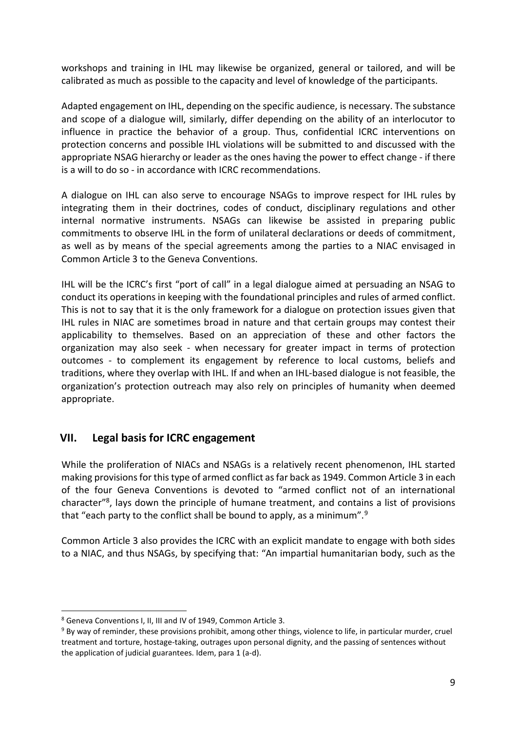workshops and training in IHL may likewise be organized, general or tailored, and will be calibrated as much as possible to the capacity and level of knowledge of the participants.

Adapted engagement on IHL, depending on the specific audience, is necessary. The substance and scope of a dialogue will, similarly, differ depending on the ability of an interlocutor to influence in practice the behavior of a group. Thus, confidential ICRC interventions on protection concerns and possible IHL violations will be submitted to and discussed with the appropriate NSAG hierarchy or leader as the ones having the power to effect change - if there is a will to do so - in accordance with ICRC recommendations.

A dialogue on IHL can also serve to encourage NSAGs to improve respect for IHL rules by integrating them in their doctrines, codes of conduct, disciplinary regulations and other internal normative instruments. NSAGs can likewise be assisted in preparing public commitments to observe IHL in the form of unilateral declarations or deeds of commitment, as well as by means of the special agreements among the parties to a NIAC envisaged in Common Article 3 to the Geneva Conventions.

IHL will be the ICRC's first "port of call" in a legal dialogue aimed at persuading an NSAG to conduct its operations in keeping with the foundational principles and rules of armed conflict. This is not to say that it is the only framework for a dialogue on protection issues given that IHL rules in NIAC are sometimes broad in nature and that certain groups may contest their applicability to themselves. Based on an appreciation of these and other factors the organization may also seek - when necessary for greater impact in terms of protection outcomes - to complement its engagement by reference to local customs, beliefs and traditions, where they overlap with IHL. If and when an IHL-based dialogue is not feasible, the organization's protection outreach may also rely on principles of humanity when deemed appropriate.

## VII. Legal basis for ICRC engagement

While the proliferation of NIACs and NSAGs is a relatively recent phenomenon, IHL started making provisions for this type of armed conflict as far back as 1949. Common Article 3 in each of the four Geneva Conventions is devoted to "armed conflict not of an international character"[8], lays down the principle of humane treatment, and contains a list of provisions that "each party to the conflict shall be bound to apply, as a minimum".[9]

Common Article 3 also provides the ICRC with an explicit mandate to engage with both sides to a NIAC, and thus NSAGs, by specifying that: "An impartial humanitarian body, such as the

---

[8] Geneva Conventions I, II, III and IV of 1949, Common Article 3.

[9] By way of reminder, these provisions prohibit, among other things, violence to life, in particular murder, cruel treatment and torture, hostage-taking, outrages upon personal dignity, and the passing of sentences without the application of judicial guarantees. Idem, para 1 (a-d).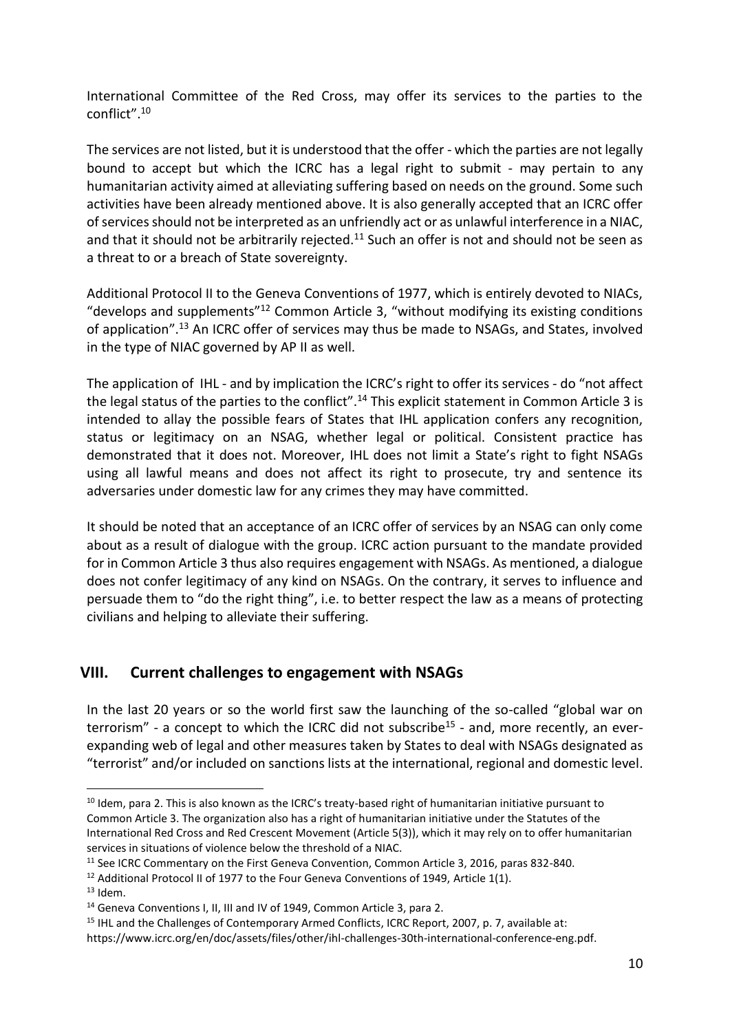International Committee of the Red Cross, may offer its services to the parties to the conflict".[10]

The services are not listed, but it is understood that the offer - which the parties are not legally bound to accept but which the ICRC has a legal right to submit - may pertain to any humanitarian activity aimed at alleviating suffering based on needs on the ground. Some such activities have been already mentioned above. It is also generally accepted that an ICRC offer of services should not be interpreted as an unfriendly act or as unlawful interference in a NIAC, and that it should not be arbitrarily rejected.[11] Such an offer is not and should not be seen as a threat to or a breach of State sovereignty.

Additional Protocol II to the Geneva Conventions of 1977, which is entirely devoted to NIACs, "develops and supplements"[12] Common Article 3, "without modifying its existing conditions of application".[13] An ICRC offer of services may thus be made to NSAGs, and States, involved in the type of NIAC governed by AP II as well.

The application of IHL - and by implication the ICRC's right to offer its services - do "not affect the legal status of the parties to the conflict".[14] This explicit statement in Common Article 3 is intended to allay the possible fears of States that IHL application confers any recognition, status or legitimacy on an NSAG, whether legal or political. Consistent practice has demonstrated that it does not. Moreover, IHL does not limit a State's right to fight NSAGs using all lawful means and does not affect its right to prosecute, try and sentence its adversaries under domestic law for any crimes they may have committed.

It should be noted that an acceptance of an ICRC offer of services by an NSAG can only come about as a result of dialogue with the group. ICRC action pursuant to the mandate provided for in Common Article 3 thus also requires engagement with NSAGs. As mentioned, a dialogue does not confer legitimacy of any kind on NSAGs. On the contrary, it serves to influence and persuade them to "do the right thing", i.e. to better respect the law as a means of protecting civilians and helping to alleviate their suffering.

## VIII. Current challenges to engagement with NSAGs

In the last 20 years or so the world first saw the launching of the so-called "global war on terrorism" - a concept to which the ICRC did not subscribe[15] - and, more recently, an ever-expanding web of legal and other measures taken by States to deal with NSAGs designated as "terrorist" and/or included on sanctions lists at the international, regional and domestic level.

---

[10] Idem, para 2. This is also known as the ICRC's treaty-based right of humanitarian initiative pursuant to Common Article 3. The organization also has a right of humanitarian initiative under the Statutes of the International Red Cross and Red Crescent Movement (Article 5(3)), which it may rely on to offer humanitarian services in situations of violence below the threshold of a NIAC.

[11] See ICRC Commentary on the First Geneva Convention, Common Article 3, 2016, paras 832-840.

[12] Additional Protocol II of 1977 to the Four Geneva Conventions of 1949, Article 1(1).

[13] Idem.

[14] Geneva Conventions I, II, III and IV of 1949, Common Article 3, para 2.

[15] IHL and the Challenges of Contemporary Armed Conflicts, ICRC Report, 2007, p. 7, available at: https://www.icrc.org/en/doc/assets/files/other/ihl-challenges-30th-international-conference-eng.pdf.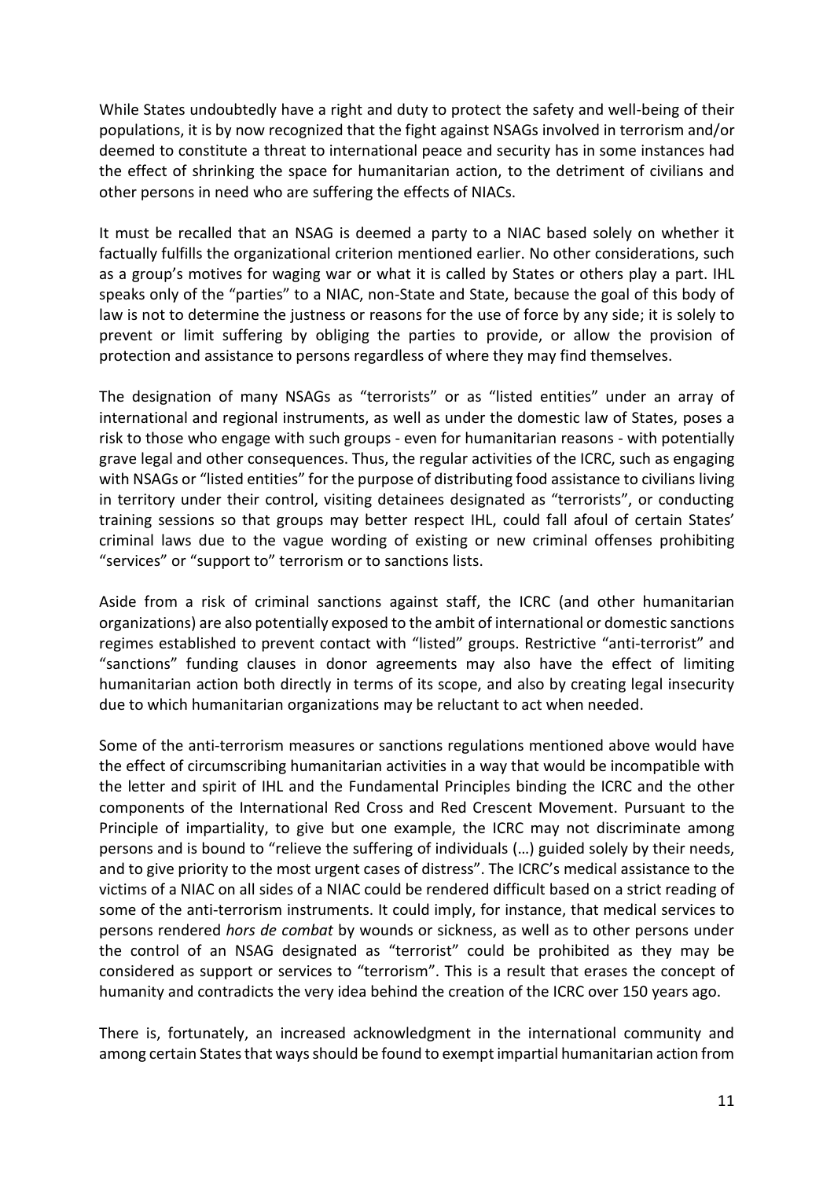While States undoubtedly have a right and duty to protect the safety and well-being of their populations, it is by now recognized that the fight against NSAGs involved in terrorism and/or deemed to constitute a threat to international peace and security has in some instances had the effect of shrinking the space for humanitarian action, to the detriment of civilians and other persons in need who are suffering the effects of NIACs.

It must be recalled that an NSAG is deemed a party to a NIAC based solely on whether it factually fulfills the organizational criterion mentioned earlier. No other considerations, such as a group's motives for waging war or what it is called by States or others play a part. IHL speaks only of the "parties" to a NIAC, non-State and State, because the goal of this body of law is not to determine the justness or reasons for the use of force by any side; it is solely to prevent or limit suffering by obliging the parties to provide, or allow the provision of protection and assistance to persons regardless of where they may find themselves.

The designation of many NSAGs as "terrorists" or as "listed entities" under an array of international and regional instruments, as well as under the domestic law of States, poses a risk to those who engage with such groups - even for humanitarian reasons - with potentially grave legal and other consequences. Thus, the regular activities of the ICRC, such as engaging with NSAGs or "listed entities" for the purpose of distributing food assistance to civilians living in territory under their control, visiting detainees designated as "terrorists", or conducting training sessions so that groups may better respect IHL, could fall afoul of certain States' criminal laws due to the vague wording of existing or new criminal offenses prohibiting "services" or "support to" terrorism or to sanctions lists.

Aside from a risk of criminal sanctions against staff, the ICRC (and other humanitarian organizations) are also potentially exposed to the ambit of international or domestic sanctions regimes established to prevent contact with "listed" groups. Restrictive "anti-terrorist" and "sanctions" funding clauses in donor agreements may also have the effect of limiting humanitarian action both directly in terms of its scope, and also by creating legal insecurity due to which humanitarian organizations may be reluctant to act when needed.

Some of the anti-terrorism measures or sanctions regulations mentioned above would have the effect of circumscribing humanitarian activities in a way that would be incompatible with the letter and spirit of IHL and the Fundamental Principles binding the ICRC and the other components of the International Red Cross and Red Crescent Movement. Pursuant to the Principle of impartiality, to give but one example, the ICRC may not discriminate among persons and is bound to "relieve the suffering of individuals (…) guided solely by their needs, and to give priority to the most urgent cases of distress". The ICRC's medical assistance to the victims of a NIAC on all sides of a NIAC could be rendered difficult based on a strict reading of some of the anti-terrorism instruments. It could imply, for instance, that medical services to persons rendered *hors de combat* by wounds or sickness, as well as to other persons under the control of an NSAG designated as "terrorist" could be prohibited as they may be considered as support or services to "terrorism". This is a result that erases the concept of humanity and contradicts the very idea behind the creation of the ICRC over 150 years ago.

There is, fortunately, an increased acknowledgment in the international community and among certain States that ways should be found to exempt impartial humanitarian action from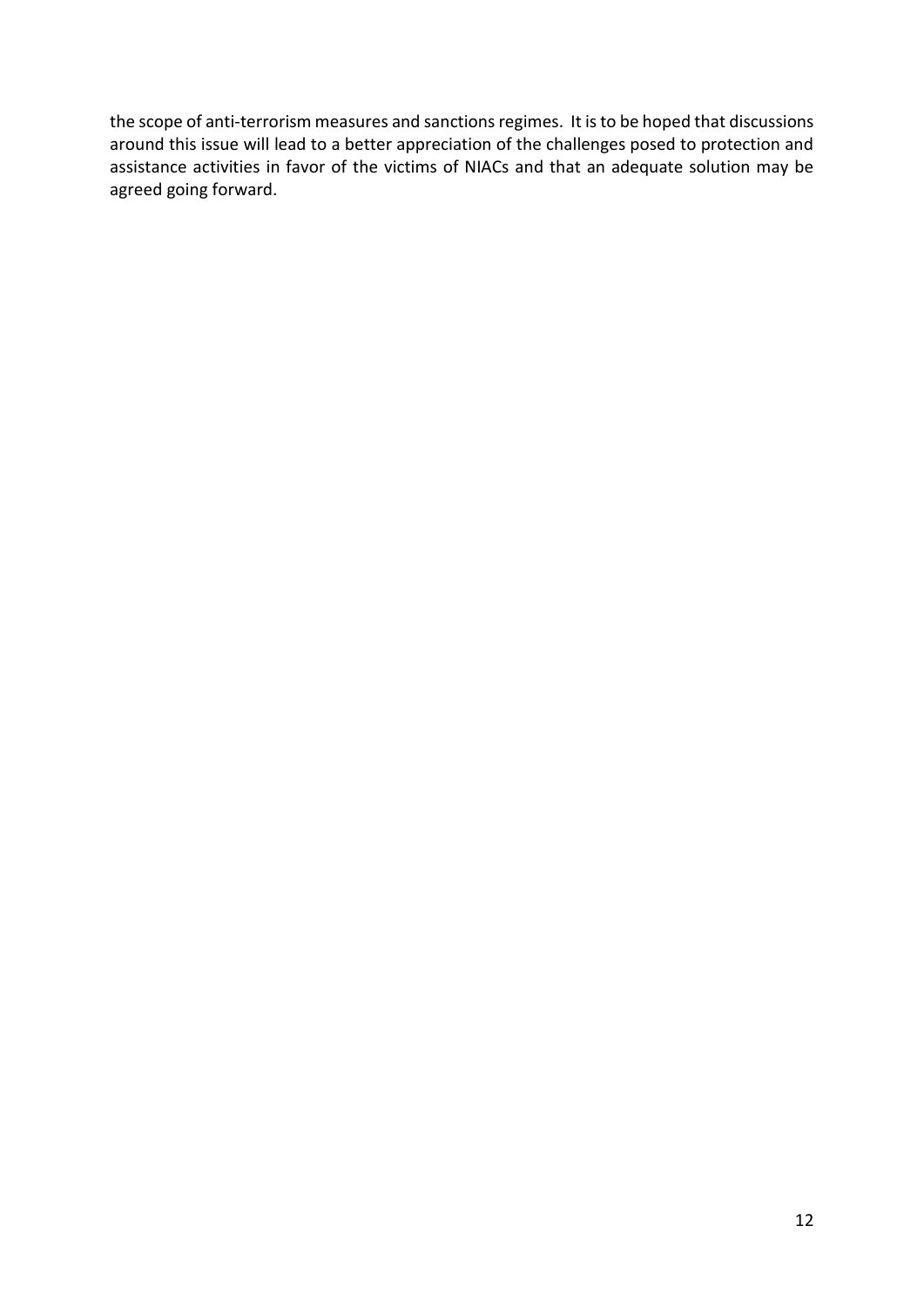the scope of anti-terrorism measures and sanctions regimes. It is to be hoped that discussions around this issue will lead to a better appreciation of the challenges posed to protection and assistance activities in favor of the victims of NIACs and that an adequate solution may be agreed going forward.